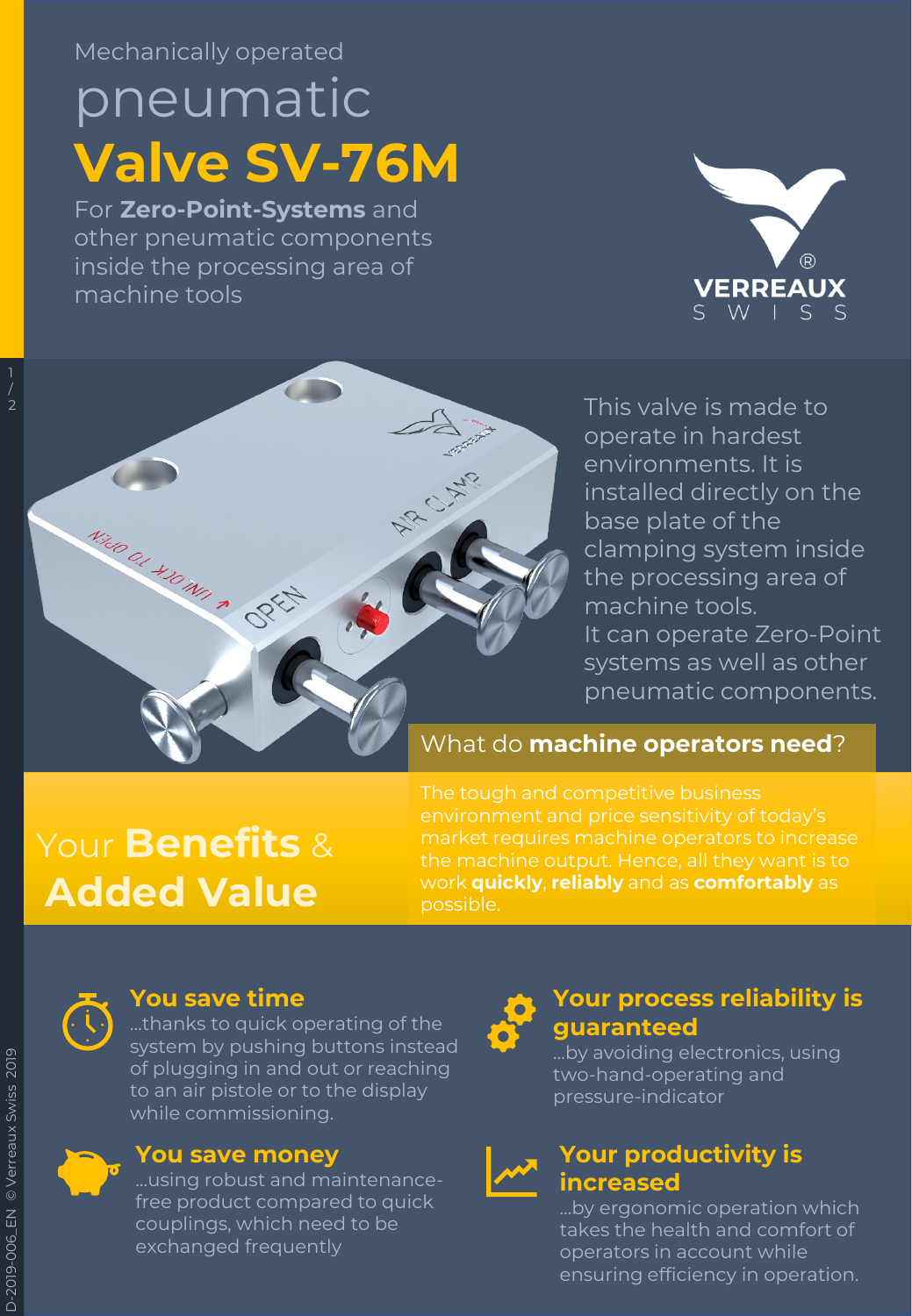Mechanically operated

# pneumatic **Valve SV-76M**

For **Zero-Point-Systems** and other pneumatic components inside the processing area of machine tools

VERREAUX SWISS

This valve is made to operate in hardest environments. It is installed directly on the base plate of the clamping system inside the processing area of machine tools.
It can operate Zero-Point systems as well as other pneumatic components.

## What do **machine operators need**?

The tough and competitive business environment and price sensitivity of today's market requires machine operators to increase the machine output. Hence, all they want is to work **quickly**, **reliably** and as **comfortably** as possible.

## Your **Benefits** & **Added Value**

### You save time

...thanks to quick operating of the system by pushing buttons instead of plugging in and out or reaching to an air pistole or to the display while commissioning.

### Your process reliability is guaranteed

...by avoiding electronics, using two-hand-operating and pressure-indicator

### You save money

...using robust and maintenance-free product compared to quick couplings, which need to be exchanged frequently

### Your productivity is increased

...by ergonomic operation which takes the health and comfort of operators in account while ensuring efficiency in operation.

D-2019-006_EN © Verreaux Swiss 2019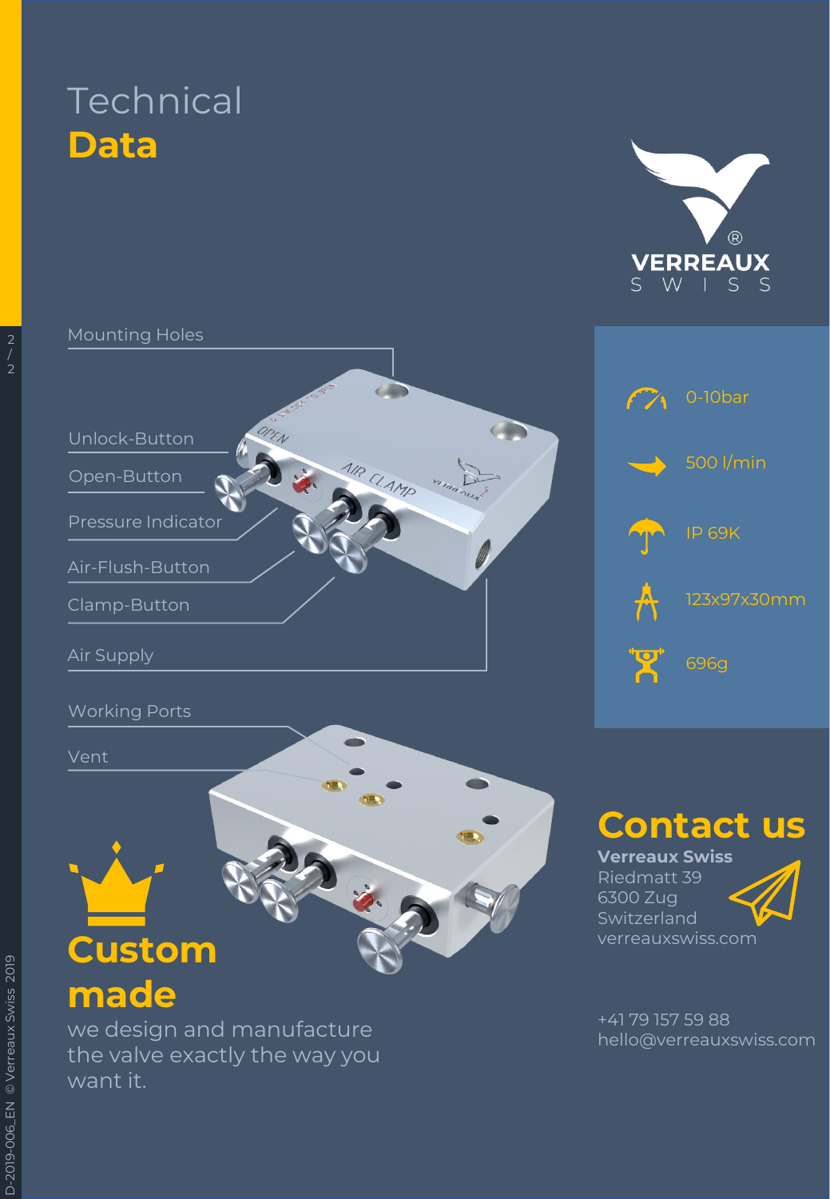# Technical
# Data

VERREAUX
SWISS

Mounting Holes

Unlock-Button

Open-Button

Pressure Indicator

Air-Flush-Button

Clamp-Button

Air Supply

Working Ports

Vent

- 0-10bar
- 500 l/min
- IP 69K
- 123x97x30mm
- 696g

## Contact us

**Verreaux Swiss**
Riedmatt 39
6300 Zug
Switzerland
verreauxswiss.com

+41 79 157 59 88
hello@verreauxswiss.com

## Custom made

we design and manufacture the valve exactly the way you want it.

D-2019-006_EN © Verreaux Swiss 2019